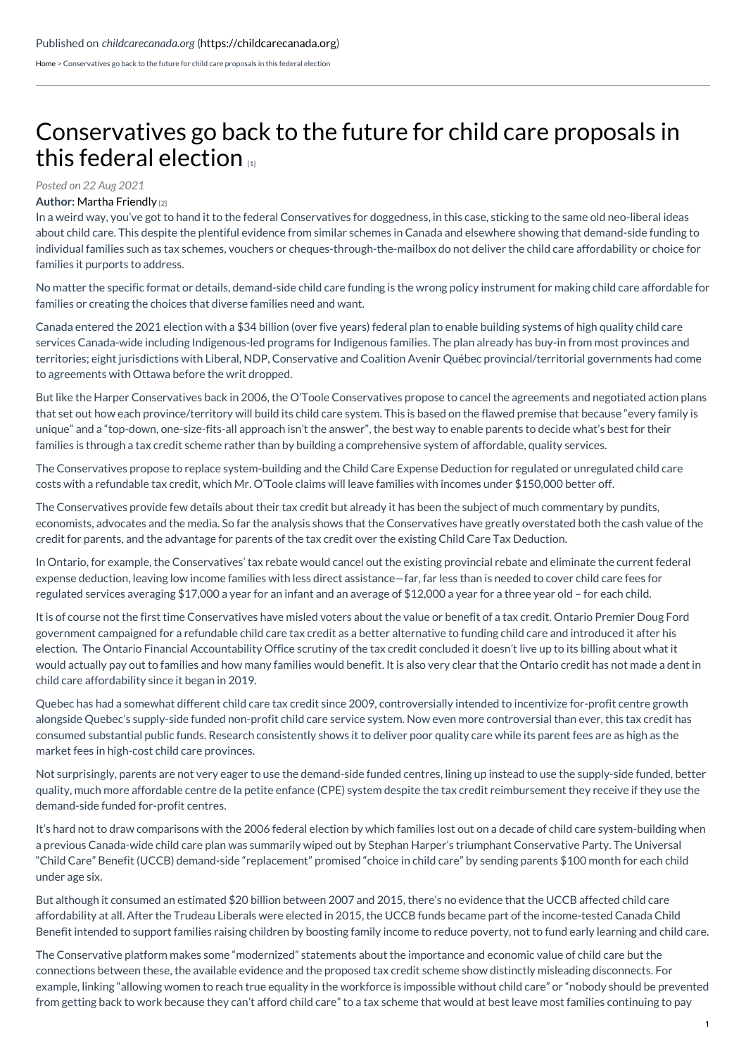Published on *childcarecanada.org* (https://childcarecanada.org)

Home > Conservatives go back to the future for child care proposals in this federal election

# Conservatives go back to the future for child care proposals in this federal election [1]

*Posted on 22 Aug 2021*

**Author:** Martha Friendly [2]

In a weird way, you've got to hand it to the federal Conservatives for doggedness, in this case, sticking to the same old neo-liberal ideas about child care. This despite the plentiful evidence from similar schemes in Canada and elsewhere showing that demand-side funding to individual families such as tax schemes, vouchers or cheques-through-the-mailbox do not deliver the child care affordability or choice for families it purports to address.

No matter the specific format or details, demand-side child care funding is the wrong policy instrument for making child care affordable for families or creating the choices that diverse families need and want.

Canada entered the 2021 election with a $34 billion (over five years) federal plan to enable building systems of high quality child care services Canada-wide including Indigenous-led programs for Indigenous families. The plan already has buy-in from most provinces and territories; eight jurisdictions with Liberal, NDP, Conservative and Coalition Avenir Québec provincial/territorial governments had come to agreements with Ottawa before the writ dropped.

But like the Harper Conservatives back in 2006, the O'Toole Conservatives propose to cancel the agreements and negotiated action plans that set out how each province/territory will build its child care system. This is based on the flawed premise that because "every family is unique" and a "top-down, one-size-fits-all approach isn't the answer", the best way to enable parents to decide what's best for their families is through a tax credit scheme rather than by building a comprehensive system of affordable, quality services.

The Conservatives propose to replace system-building and the Child Care Expense Deduction for regulated or unregulated child care costs with a refundable tax credit, which Mr. O'Toole claims will leave families with incomes under $150,000 better off.

The Conservatives provide few details about their tax credit but already it has been the subject of much commentary by pundits, economists, advocates and the media. So far the analysis shows that the Conservatives have greatly overstated both the cash value of the credit for parents, and the advantage for parents of the tax credit over the existing Child Care Tax Deduction.

In Ontario, for example, the Conservatives' tax rebate would cancel out the existing provincial rebate and eliminate the current federal expense deduction, leaving low income families with less direct assistance—far, far less than is needed to cover child care fees for regulated services averaging $17,000 a year for an infant and an average of $12,000 a year for a three year old – for each child.

It is of course not the first time Conservatives have misled voters about the value or benefit of a tax credit. Ontario Premier Doug Ford government campaigned for a refundable child care tax credit as a better alternative to funding child care and introduced it after his election. The Ontario Financial Accountability Office scrutiny of the tax credit concluded it doesn't live up to its billing about what it would actually pay out to families and how many families would benefit. It is also very clear that the Ontario credit has not made a dent in child care affordability since it began in 2019.

Quebec has had a somewhat different child care tax credit since 2009, controversially intended to incentivize for-profit centre growth alongside Quebec's supply-side funded non-profit child care service system. Now even more controversial than ever, this tax credit has consumed substantial public funds. Research consistently shows it to deliver poor quality care while its parent fees are as high as the market fees in high-cost child care provinces.

Not surprisingly, parents are not very eager to use the demand-side funded centres, lining up instead to use the supply-side funded, better quality, much more affordable centre de la petite enfance (CPE) system despite the tax credit reimbursement they receive if they use the demand-side funded for-profit centres.

It's hard not to draw comparisons with the 2006 federal election by which families lost out on a decade of child care system-building when a previous Canada-wide child care plan was summarily wiped out by Stephan Harper's triumphant Conservative Party. The Universal "Child Care" Benefit (UCCB) demand-side "replacement" promised "choice in child care" by sending parents $100 month for each child under age six.

But although it consumed an estimated $20 billion between 2007 and 2015, there's no evidence that the UCCB affected child care affordability at all. After the Trudeau Liberals were elected in 2015, the UCCB funds became part of the income-tested Canada Child Benefit intended to support families raising children by boosting family income to reduce poverty, not to fund early learning and child care.

The Conservative platform makes some "modernized" statements about the importance and economic value of child care but the connections between these, the available evidence and the proposed tax credit scheme show distinctly misleading disconnects. For example, linking "allowing women to reach true equality in the workforce is impossible without child care" or "nobody should be prevented from getting back to work because they can't afford child care" to a tax scheme that would at best leave most families continuing to pay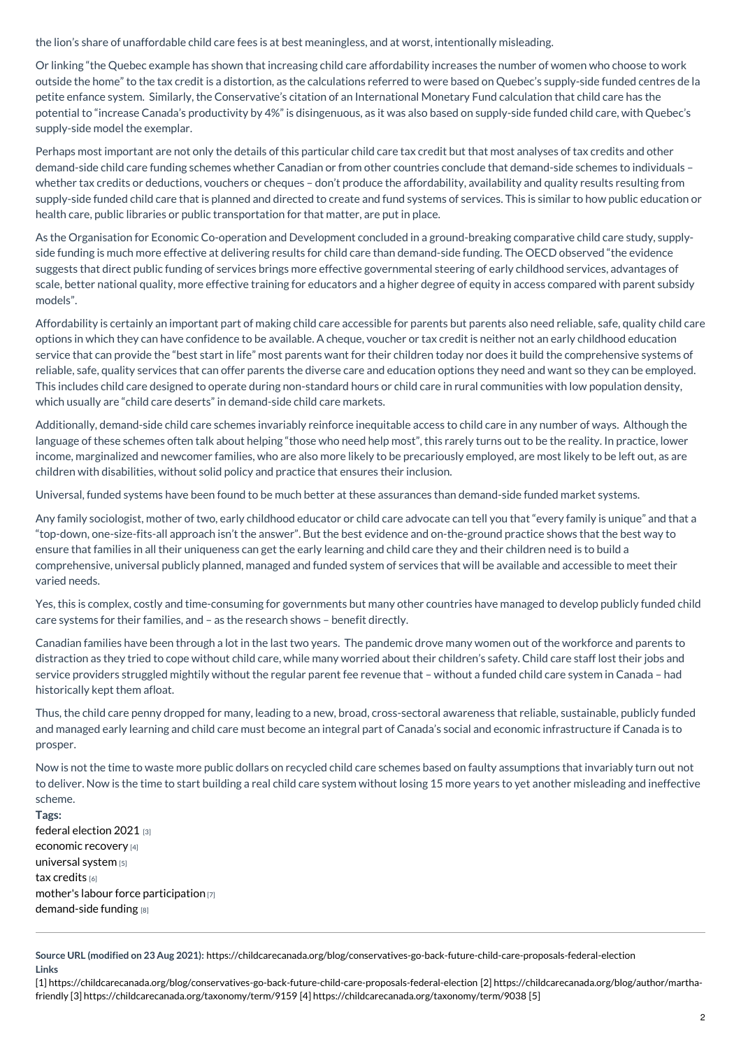the lion's share of unaffordable child care fees is at best meaningless, and at worst, intentionally misleading.

Or linking "the Quebec example has shown that increasing child care affordability increases the number of women who choose to work outside the home" to the tax credit is a distortion, as the calculations referred to were based on Quebec's supply-side funded centres de la petite enfance system. Similarly, the Conservative's citation of an International Monetary Fund calculation that child care has the potential to "increase Canada's productivity by 4%" is disingenuous, as it was also based on supply-side funded child care, with Quebec's supply-side model the exemplar.

Perhaps most important are not only the details of this particular child care tax credit but that most analyses of tax credits and other demand-side child care funding schemes whether Canadian or from other countries conclude that demand-side schemes to individuals – whether tax credits or deductions, vouchers or cheques – don't produce the affordability, availability and quality results resulting from supply-side funded child care that is planned and directed to create and fund systems of services. This is similar to how public education or health care, public libraries or public transportation for that matter, are put in place.

As the Organisation for Economic Co-operation and Development concluded in a ground-breaking comparative child care study, supply-side funding is much more effective at delivering results for child care than demand-side funding. The OECD observed "the evidence suggests that direct public funding of services brings more effective governmental steering of early childhood services, advantages of scale, better national quality, more effective training for educators and a higher degree of equity in access compared with parent subsidy models".

Affordability is certainly an important part of making child care accessible for parents but parents also need reliable, safe, quality child care options in which they can have confidence to be available. A cheque, voucher or tax credit is neither not an early childhood education service that can provide the "best start in life" most parents want for their children today nor does it build the comprehensive systems of reliable, safe, quality services that can offer parents the diverse care and education options they need and want so they can be employed. This includes child care designed to operate during non-standard hours or child care in rural communities with low population density, which usually are "child care deserts" in demand-side child care markets.

Additionally, demand-side child care schemes invariably reinforce inequitable access to child care in any number of ways. Although the language of these schemes often talk about helping "those who need help most", this rarely turns out to be the reality. In practice, lower income, marginalized and newcomer families, who are also more likely to be precariously employed, are most likely to be left out, as are children with disabilities, without solid policy and practice that ensures their inclusion.

Universal, funded systems have been found to be much better at these assurances than demand-side funded market systems.

Any family sociologist, mother of two, early childhood educator or child care advocate can tell you that "every family is unique" and that a "top-down, one-size-fits-all approach isn't the answer". But the best evidence and on-the-ground practice shows that the best way to ensure that families in all their uniqueness can get the early learning and child care they and their children need is to build a comprehensive, universal publicly planned, managed and funded system of services that will be available and accessible to meet their varied needs.

Yes, this is complex, costly and time-consuming for governments but many other countries have managed to develop publicly funded child care systems for their families, and – as the research shows – benefit directly.

Canadian families have been through a lot in the last two years. The pandemic drove many women out of the workforce and parents to distraction as they tried to cope without child care, while many worried about their children's safety. Child care staff lost their jobs and service providers struggled mightily without the regular parent fee revenue that – without a funded child care system in Canada – had historically kept them afloat.

Thus, the child care penny dropped for many, leading to a new, broad, cross-sectoral awareness that reliable, sustainable, publicly funded and managed early learning and child care must become an integral part of Canada's social and economic infrastructure if Canada is to prosper.

Now is not the time to waste more public dollars on recycled child care schemes based on faulty assumptions that invariably turn out not to deliver. Now is the time to start building a real child care system without losing 15 more years to yet another misleading and ineffective scheme.

**Tags:**
federal election 2021 [3]
economic recovery [4]
universal system [5]
tax credits [6]
mother's labour force participation [7]
demand-side funding [8]

---

**Source URL (modified on 23 Aug 2021):** https://childcarecanada.org/blog/conservatives-go-back-future-child-care-proposals-federal-election

**Links**

[1] https://childcarecanada.org/blog/conservatives-go-back-future-child-care-proposals-federal-election [2] https://childcarecanada.org/blog/author/martha-friendly [3] https://childcarecanada.org/taxonomy/term/9159 [4] https://childcarecanada.org/taxonomy/term/9038 [5]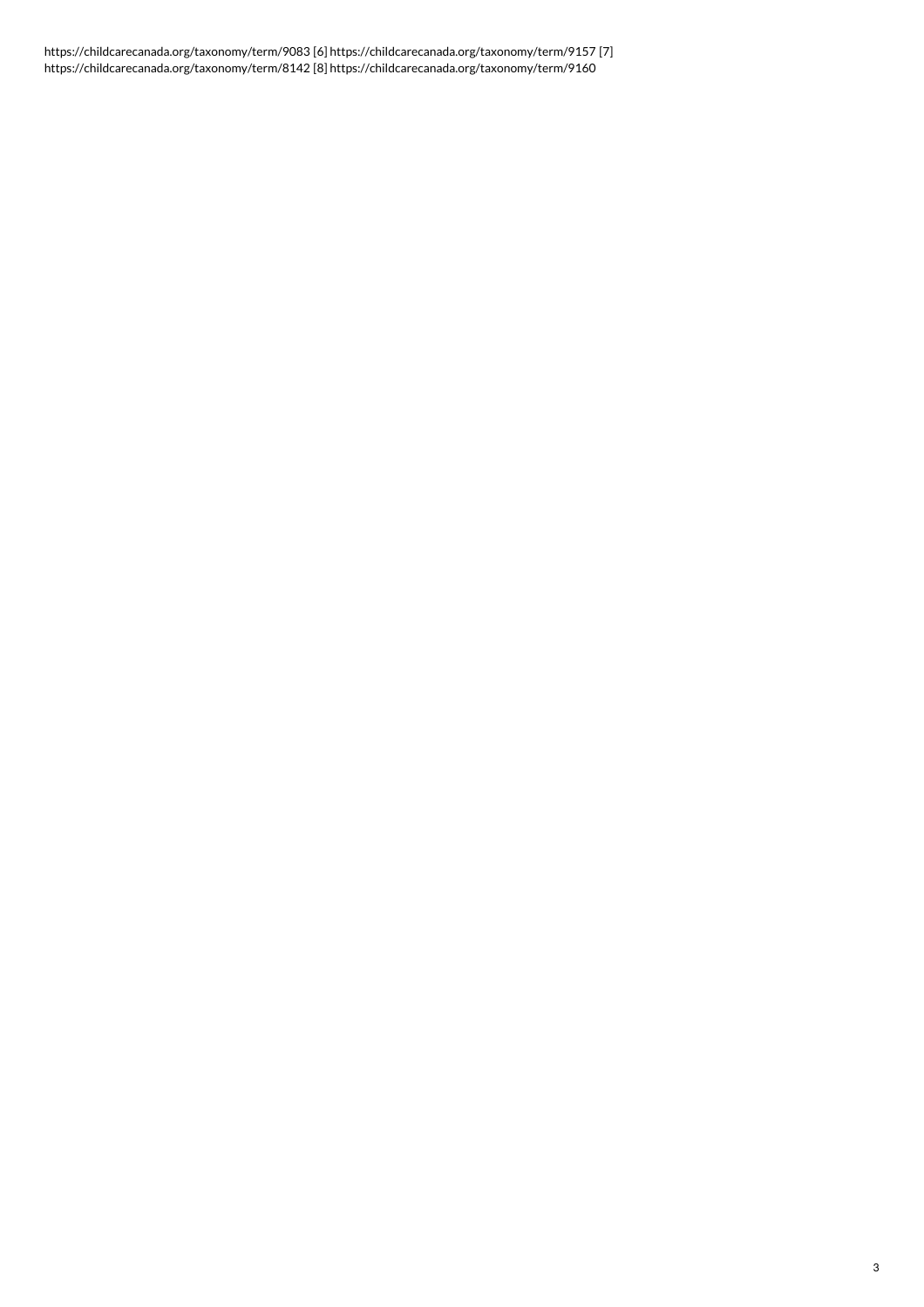https://childcarecanada.org/taxonomy/term/9083 [6] https://childcarecanada.org/taxonomy/term/9157 [7] https://childcarecanada.org/taxonomy/term/8142 [8] https://childcarecanada.org/taxonomy/term/9160